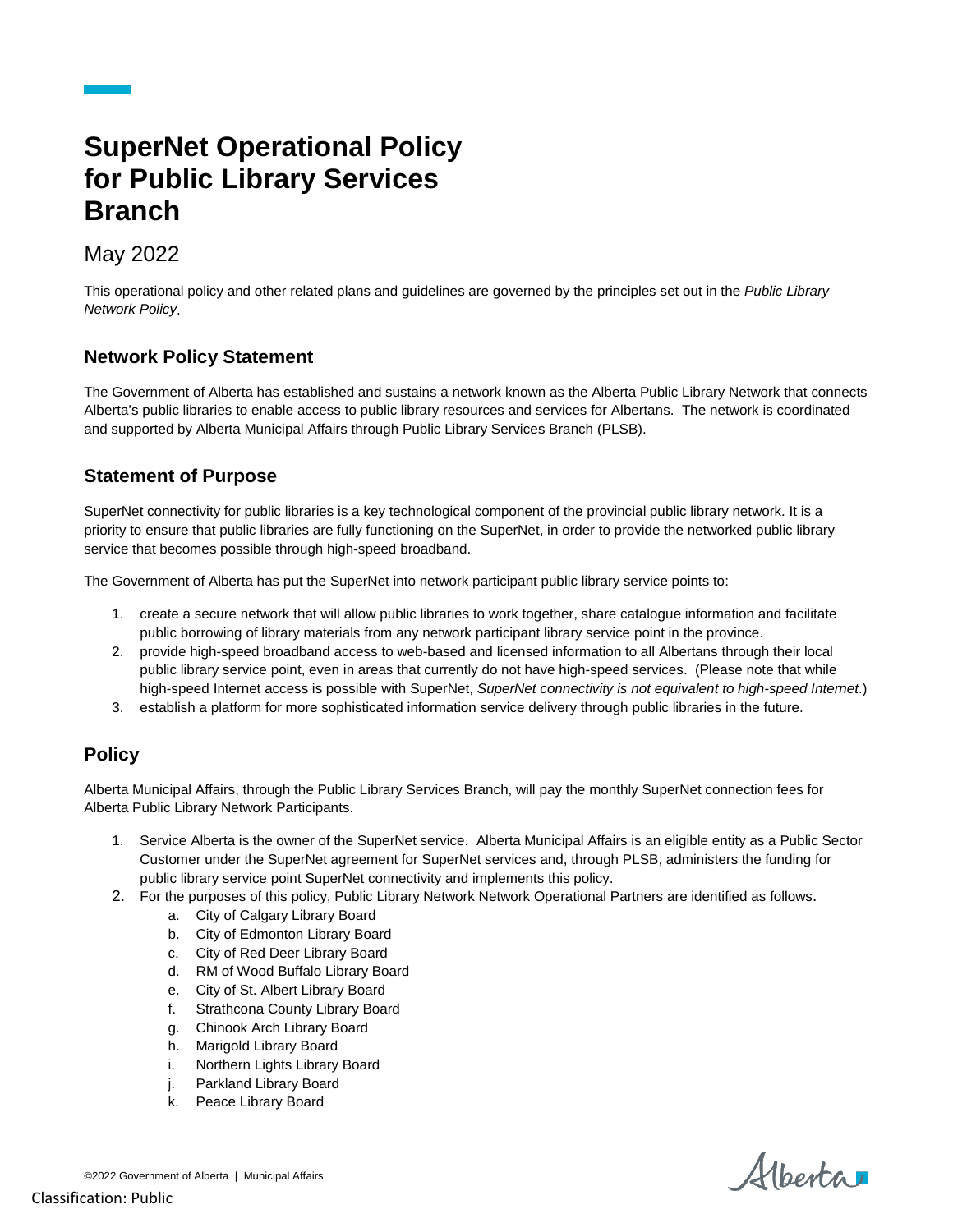# SuperNet Operational Policy for Public Library Services Branch

May 2022

This operational policy and other related plans and guidelines are governed by the principles set out in the *Public Library Network Policy*.

## Network Policy Statement

The Government of Alberta has established and sustains a network known as the Alberta Public Library Network that connects Alberta's public libraries to enable access to public library resources and services for Albertans. The network is coordinated and supported by Alberta Municipal Affairs through Public Library Services Branch (PLSB).

## Statement of Purpose

SuperNet connectivity for public libraries is a key technological component of the provincial public library network. It is a priority to ensure that public libraries are fully functioning on the SuperNet, in order to provide the networked public library service that becomes possible through high-speed broadband.

The Government of Alberta has put the SuperNet into network participant public library service points to:

1. create a secure network that will allow public libraries to work together, share catalogue information and facilitate public borrowing of library materials from any network participant library service point in the province.
2. provide high-speed broadband access to web-based and licensed information to all Albertans through their local public library service point, even in areas that currently do not have high-speed services. (Please note that while high-speed Internet access is possible with SuperNet, *SuperNet connectivity is not equivalent to high-speed Internet*.)
3. establish a platform for more sophisticated information service delivery through public libraries in the future.

## Policy

Alberta Municipal Affairs, through the Public Library Services Branch, will pay the monthly SuperNet connection fees for Alberta Public Library Network Participants.

1. Service Alberta is the owner of the SuperNet service. Alberta Municipal Affairs is an eligible entity as a Public Sector Customer under the SuperNet agreement for SuperNet services and, through PLSB, administers the funding for public library service point SuperNet connectivity and implements this policy.
2. For the purposes of this policy, Public Library Network Network Operational Partners are identified as follows.
   a. City of Calgary Library Board
   b. City of Edmonton Library Board
   c. City of Red Deer Library Board
   d. RM of Wood Buffalo Library Board
   e. City of St. Albert Library Board
   f. Strathcona County Library Board
   g. Chinook Arch Library Board
   h. Marigold Library Board
   i. Northern Lights Library Board
   j. Parkland Library Board
   k. Peace Library Board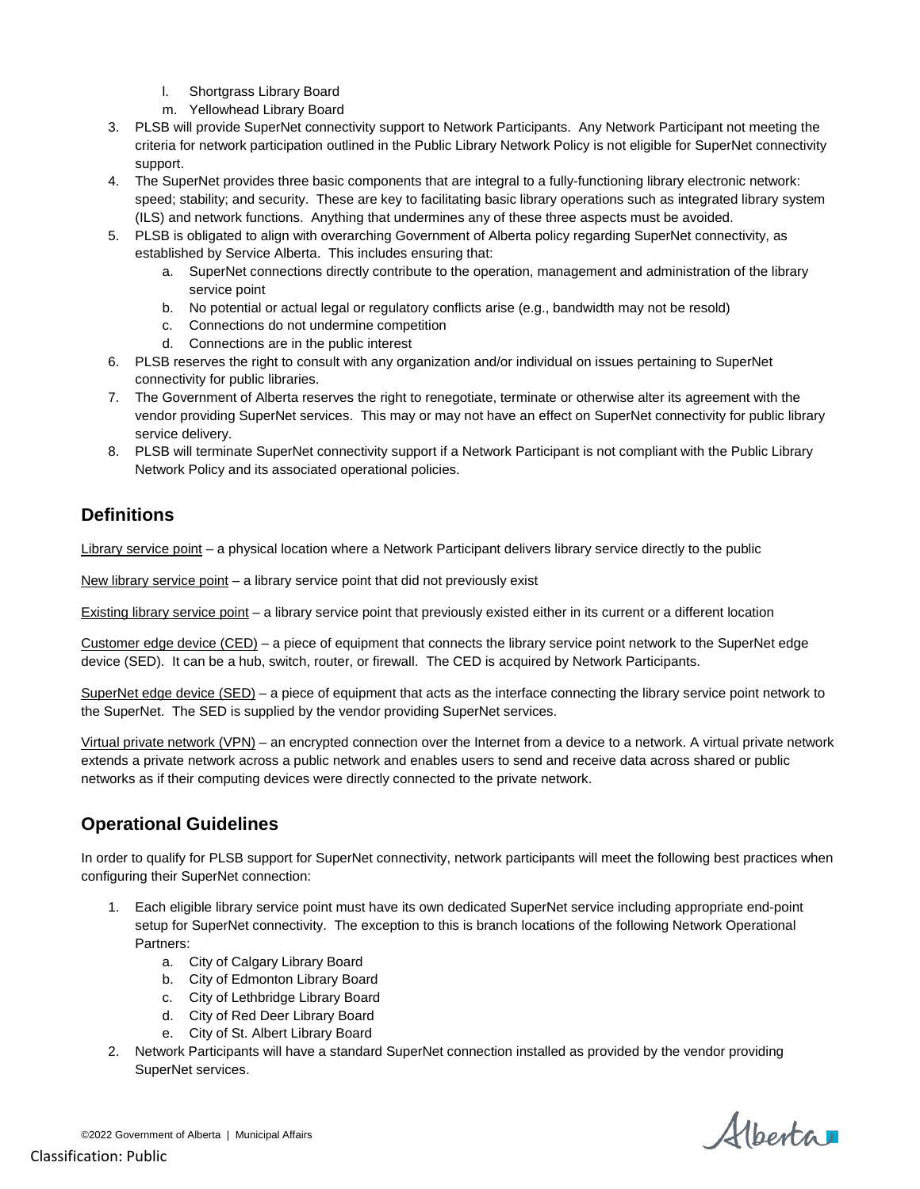l. Shortgrass Library Board
   m. Yellowhead Library Board
3. PLSB will provide SuperNet connectivity support to Network Participants. Any Network Participant not meeting the criteria for network participation outlined in the Public Library Network Policy is not eligible for SuperNet connectivity support.
4. The SuperNet provides three basic components that are integral to a fully-functioning library electronic network: speed; stability; and security. These are key to facilitating basic library operations such as integrated library system (ILS) and network functions. Anything that undermines any of these three aspects must be avoided.
5. PLSB is obligated to align with overarching Government of Alberta policy regarding SuperNet connectivity, as established by Service Alberta. This includes ensuring that:
   a. SuperNet connections directly contribute to the operation, management and administration of the library service point
   b. No potential or actual legal or regulatory conflicts arise (e.g., bandwidth may not be resold)
   c. Connections do not undermine competition
   d. Connections are in the public interest
6. PLSB reserves the right to consult with any organization and/or individual on issues pertaining to SuperNet connectivity for public libraries.
7. The Government of Alberta reserves the right to renegotiate, terminate or otherwise alter its agreement with the vendor providing SuperNet services. This may or may not have an effect on SuperNet connectivity for public library service delivery.
8. PLSB will terminate SuperNet connectivity support if a Network Participant is not compliant with the Public Library Network Policy and its associated operational policies.

## Definitions

<u>Library service point</u> – a physical location where a Network Participant delivers library service directly to the public

<u>New library service point</u> – a library service point that did not previously exist

<u>Existing library service point</u> – a library service point that previously existed either in its current or a different location

<u>Customer edge device (CED)</u> – a piece of equipment that connects the library service point network to the SuperNet edge device (SED). It can be a hub, switch, router, or firewall. The CED is acquired by Network Participants.

<u>SuperNet edge device (SED)</u> – a piece of equipment that acts as the interface connecting the library service point network to the SuperNet. The SED is supplied by the vendor providing SuperNet services.

<u>Virtual private network (VPN)</u> – an encrypted connection over the Internet from a device to a network. A virtual private network extends a private network across a public network and enables users to send and receive data across shared or public networks as if their computing devices were directly connected to the private network.

## Operational Guidelines

In order to qualify for PLSB support for SuperNet connectivity, network participants will meet the following best practices when configuring their SuperNet connection:

1. Each eligible library service point must have its own dedicated SuperNet service including appropriate end-point setup for SuperNet connectivity. The exception to this is branch locations of the following Network Operational Partners:
   a. City of Calgary Library Board
   b. City of Edmonton Library Board
   c. City of Lethbridge Library Board
   d. City of Red Deer Library Board
   e. City of St. Albert Library Board
2. Network Participants will have a standard SuperNet connection installed as provided by the vendor providing SuperNet services.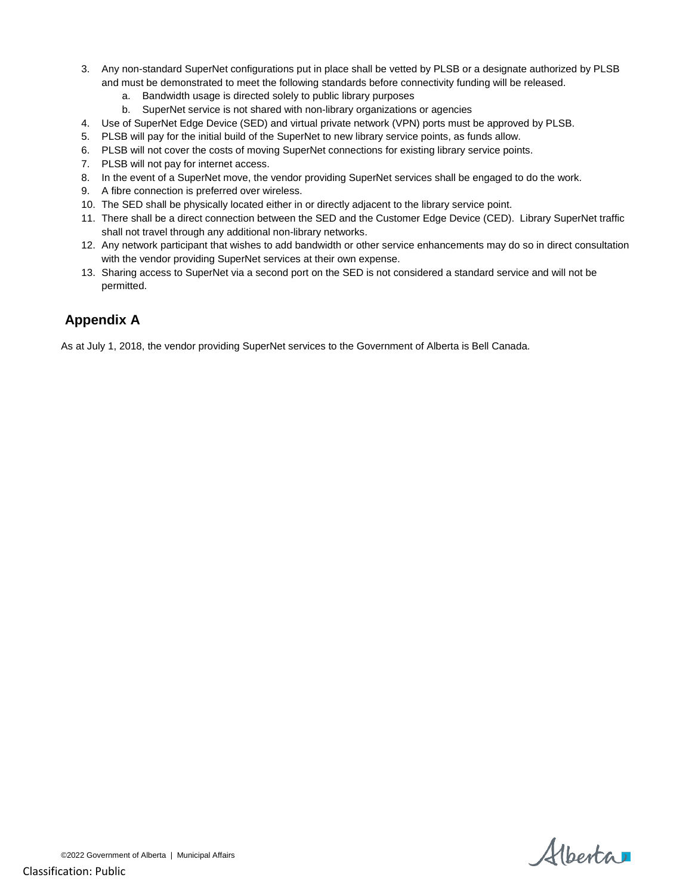3. Any non-standard SuperNet configurations put in place shall be vetted by PLSB or a designate authorized by PLSB and must be demonstrated to meet the following standards before connectivity funding will be released.
    a. Bandwidth usage is directed solely to public library purposes
    b. SuperNet service is not shared with non-library organizations or agencies
4. Use of SuperNet Edge Device (SED) and virtual private network (VPN) ports must be approved by PLSB.
5. PLSB will pay for the initial build of the SuperNet to new library service points, as funds allow.
6. PLSB will not cover the costs of moving SuperNet connections for existing library service points.
7. PLSB will not pay for internet access.
8. In the event of a SuperNet move, the vendor providing SuperNet services shall be engaged to do the work.
9. A fibre connection is preferred over wireless.
10. The SED shall be physically located either in or directly adjacent to the library service point.
11. There shall be a direct connection between the SED and the Customer Edge Device (CED). Library SuperNet traffic shall not travel through any additional non-library networks.
12. Any network participant that wishes to add bandwidth or other service enhancements may do so in direct consultation with the vendor providing SuperNet services at their own expense.
13. Sharing access to SuperNet via a second port on the SED is not considered a standard service and will not be permitted.

## Appendix A

As at July 1, 2018, the vendor providing SuperNet services to the Government of Alberta is Bell Canada.